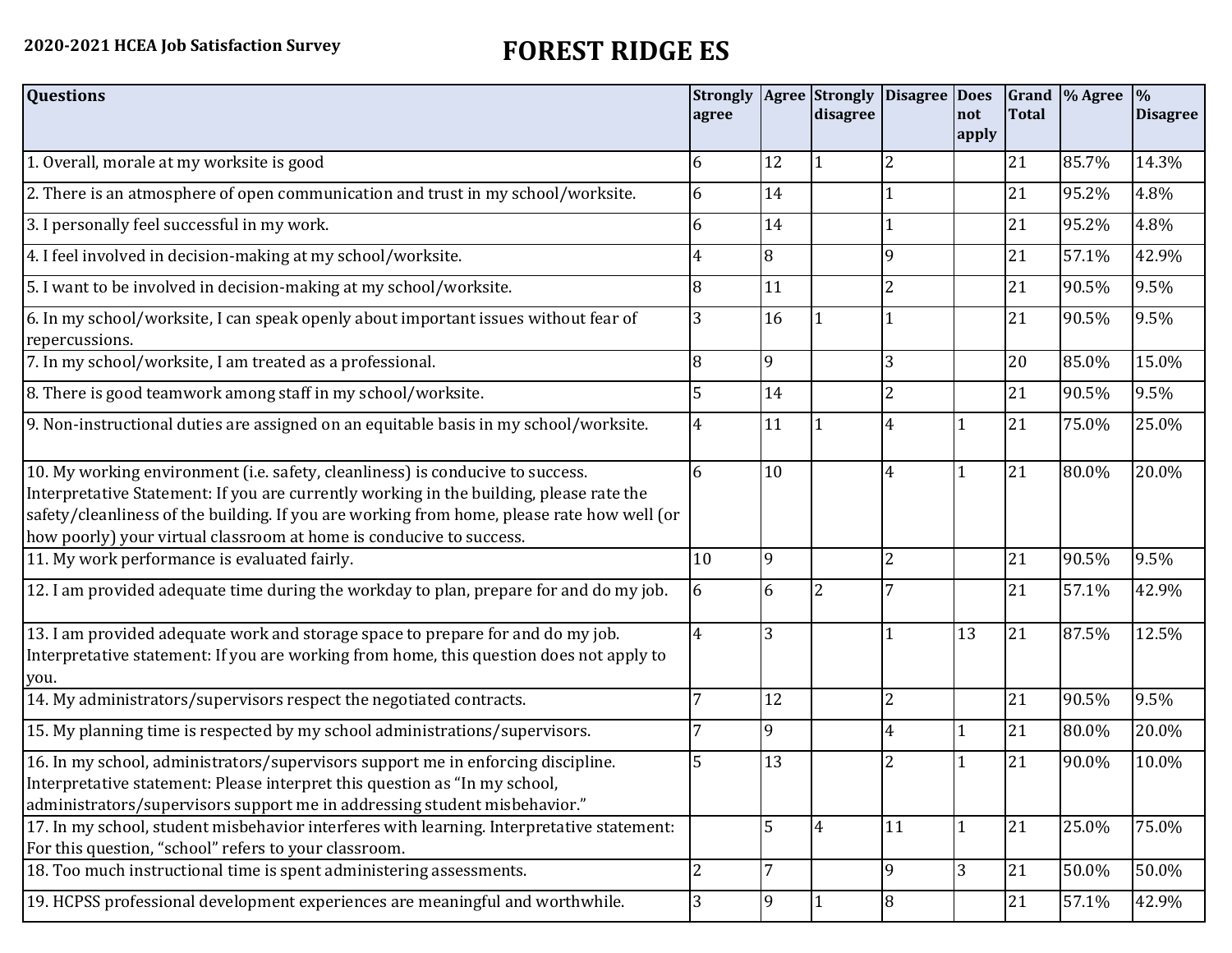**2020-2021 HCEA Job Satisfaction Survey**

# FOREST RIDGE ES

| Questions | Strongly agree | Agree | Strongly disagree | Disagree | Does not apply | Grand Total | % Agree | % Disagree |
|---|---|---|---|---|---|---|---|---|
| 1. Overall, morale at my worksite is good | 6 | 12 | 1 | 2 | | 21 | 85.7% | 14.3% |
| 2. There is an atmosphere of open communication and trust in my school/worksite. | 6 | 14 | | 1 | | 21 | 95.2% | 4.8% |
| 3. I personally feel successful in my work. | 6 | 14 | | 1 | | 21 | 95.2% | 4.8% |
| 4. I feel involved in decision-making at my school/worksite. | 4 | 8 | | 9 | | 21 | 57.1% | 42.9% |
| 5. I want to be involved in decision-making at my school/worksite. | 8 | 11 | | 2 | | 21 | 90.5% | 9.5% |
| 6. In my school/worksite, I can speak openly about important issues without fear of repercussions. | 3 | 16 | 1 | 1 | | 21 | 90.5% | 9.5% |
| 7. In my school/worksite, I am treated as a professional. | 8 | 9 | | 3 | | 20 | 85.0% | 15.0% |
| 8. There is good teamwork among staff in my school/worksite. | 5 | 14 | | 2 | | 21 | 90.5% | 9.5% |
| 9. Non-instructional duties are assigned on an equitable basis in my school/worksite. | 4 | 11 | 1 | 4 | 1 | 21 | 75.0% | 25.0% |
| 10. My working environment (i.e. safety, cleanliness) is conducive to success. Interpretative Statement: If you are currently working in the building, please rate the safety/cleanliness of the building. If you are working from home, please rate how well (or how poorly) your virtual classroom at home is conducive to success. | 6 | 10 | | 4 | 1 | 21 | 80.0% | 20.0% |
| 11. My work performance is evaluated fairly. | 10 | 9 | | 2 | | 21 | 90.5% | 9.5% |
| 12. I am provided adequate time during the workday to plan, prepare for and do my job. | 6 | 6 | 2 | 7 | | 21 | 57.1% | 42.9% |
| 13. I am provided adequate work and storage space to prepare for and do my job. Interpretative statement: If you are working from home, this question does not apply to you. | 4 | 3 | | 1 | 13 | 21 | 87.5% | 12.5% |
| 14. My administrators/supervisors respect the negotiated contracts. | 7 | 12 | | 2 | | 21 | 90.5% | 9.5% |
| 15. My planning time is respected by my school administrations/supervisors. | 7 | 9 | | 4 | 1 | 21 | 80.0% | 20.0% |
| 16. In my school, administrators/supervisors support me in enforcing discipline. Interpretative statement: Please interpret this question as "In my school, administrators/supervisors support me in addressing student misbehavior." | 5 | 13 | | 2 | 1 | 21 | 90.0% | 10.0% |
| 17. In my school, student misbehavior interferes with learning. Interpretative statement: For this question, "school" refers to your classroom. | | 5 | 4 | 11 | 1 | 21 | 25.0% | 75.0% |
| 18. Too much instructional time is spent administering assessments. | 2 | 7 | | 9 | 3 | 21 | 50.0% | 50.0% |
| 19. HCPSS professional development experiences are meaningful and worthwhile. | 3 | 9 | 1 | 8 | | 21 | 57.1% | 42.9% |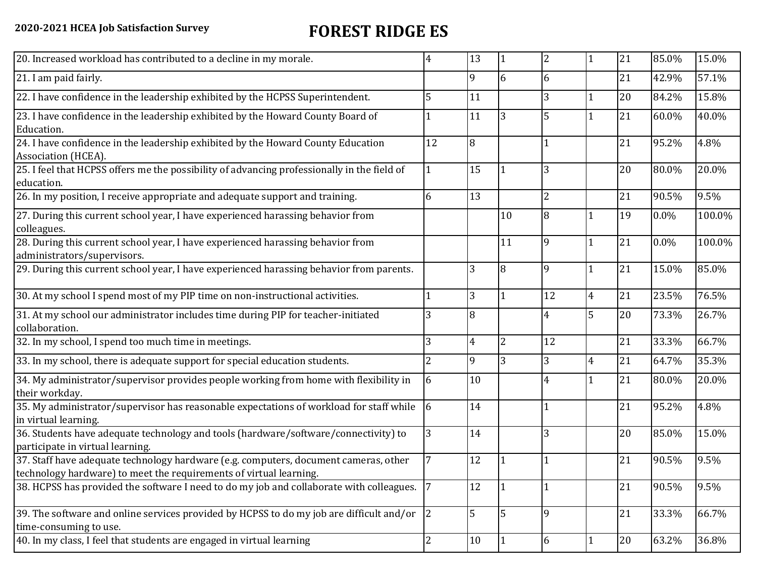**2020-2021 HCEA Job Satisfaction Survey**

# FOREST RIDGE ES

| | | | | | | | | |
|---|---|---|---|---|---|---|---|---|
| 20. Increased workload has contributed to a decline in my morale. | 4 | 13 | 1 | 2 | 1 | 21 | 85.0% | 15.0% |
| 21. I am paid fairly. | | 9 | 6 | 6 | | 21 | 42.9% | 57.1% |
| 22. I have confidence in the leadership exhibited by the HCPSS Superintendent. | 5 | 11 | | 3 | 1 | 20 | 84.2% | 15.8% |
| 23. I have confidence in the leadership exhibited by the Howard County Board of Education. | 1 | 11 | 3 | 5 | 1 | 21 | 60.0% | 40.0% |
| 24. I have confidence in the leadership exhibited by the Howard County Education Association (HCEA). | 12 | 8 | | 1 | | 21 | 95.2% | 4.8% |
| 25. I feel that HCPSS offers me the possibility of advancing professionally in the field of education. | 1 | 15 | 1 | 3 | | 20 | 80.0% | 20.0% |
| 26. In my position, I receive appropriate and adequate support and training. | 6 | 13 | | 2 | | 21 | 90.5% | 9.5% |
| 27. During this current school year, I have experienced harassing behavior from colleagues. | | | 10 | 8 | 1 | 19 | 0.0% | 100.0% |
| 28. During this current school year, I have experienced harassing behavior from administrators/supervisors. | | | 11 | 9 | 1 | 21 | 0.0% | 100.0% |
| 29. During this current school year, I have experienced harassing behavior from parents. | | 3 | 8 | 9 | 1 | 21 | 15.0% | 85.0% |
| 30. At my school I spend most of my PIP time on non-instructional activities. | 1 | 3 | 1 | 12 | 4 | 21 | 23.5% | 76.5% |
| 31. At my school our administrator includes time during PIP for teacher-initiated collaboration. | 3 | 8 | | 4 | 5 | 20 | 73.3% | 26.7% |
| 32. In my school, I spend too much time in meetings. | 3 | 4 | 2 | 12 | | 21 | 33.3% | 66.7% |
| 33. In my school, there is adequate support for special education students. | 2 | 9 | 3 | 3 | 4 | 21 | 64.7% | 35.3% |
| 34. My administrator/supervisor provides people working from home with flexibility in their workday. | 6 | 10 | | 4 | 1 | 21 | 80.0% | 20.0% |
| 35. My administrator/supervisor has reasonable expectations of workload for staff while in virtual learning. | 6 | 14 | | 1 | | 21 | 95.2% | 4.8% |
| 36. Students have adequate technology and tools (hardware/software/connectivity) to participate in virtual learning. | 3 | 14 | | 3 | | 20 | 85.0% | 15.0% |
| 37. Staff have adequate technology hardware (e.g. computers, document cameras, other technology hardware) to meet the requirements of virtual learning. | 7 | 12 | 1 | 1 | | 21 | 90.5% | 9.5% |
| 38. HCPSS has provided the software I need to do my job and collaborate with colleagues. | 7 | 12 | 1 | 1 | | 21 | 90.5% | 9.5% |
| 39. The software and online services provided by HCPSS to do my job are difficult and/or time-consuming to use. | 2 | 5 | 5 | 9 | | 21 | 33.3% | 66.7% |
| 40. In my class, I feel that students are engaged in virtual learning | 2 | 10 | 1 | 6 | 1 | 20 | 63.2% | 36.8% |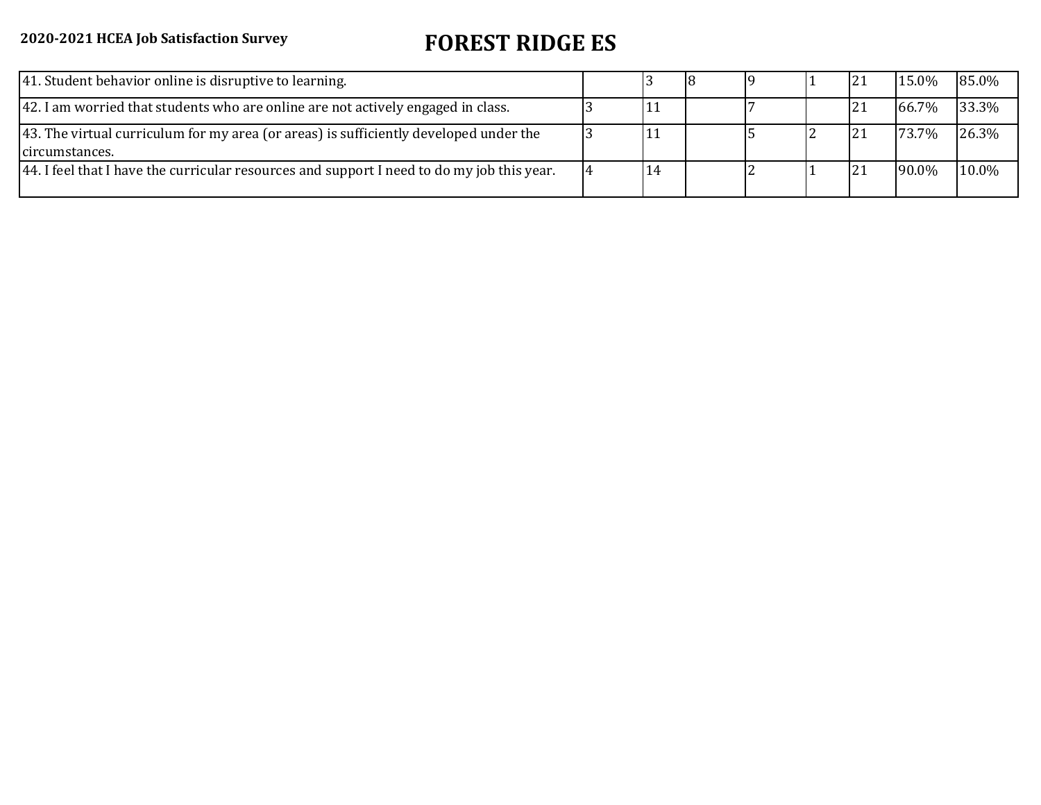**2020-2021 HCEA Job Satisfaction Survey**

# FOREST RIDGE ES

| | | | | | | | | |
|---|---|---|---|---|---|---|---|---|
| 41. Student behavior online is disruptive to learning. | | 3 | 8 | 9 | 1 | 21 | 15.0% | 85.0% |
| 42. I am worried that students who are online are not actively engaged in class. | 3 | 11 | | 7 | | 21 | 66.7% | 33.3% |
| 43. The virtual curriculum for my area (or areas) is sufficiently developed under the circumstances. | 3 | 11 | | 5 | 2 | 21 | 73.7% | 26.3% |
| 44. I feel that I have the curricular resources and support I need to do my job this year. | 4 | 14 | | 2 | 1 | 21 | 90.0% | 10.0% |